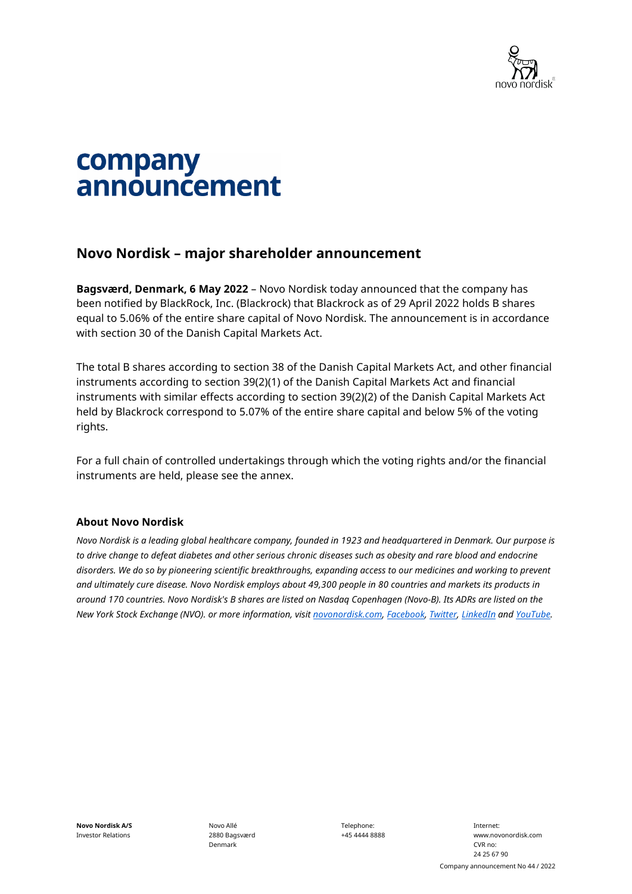# company announcement

## Novo Nordisk – major shareholder announcement

**Bagsværd, Denmark, 6 May 2022** – Novo Nordisk today announced that the company has been notified by BlackRock, Inc. (Blackrock) that Blackrock as of 29 April 2022 holds B shares equal to 5.06% of the entire share capital of Novo Nordisk. The announcement is in accordance with section 30 of the Danish Capital Markets Act.

The total B shares according to section 38 of the Danish Capital Markets Act, and other financial instruments according to section 39(2)(1) of the Danish Capital Markets Act and financial instruments with similar effects according to section 39(2)(2) of the Danish Capital Markets Act held by Blackrock correspond to 5.07% of the entire share capital and below 5% of the voting rights.

For a full chain of controlled undertakings through which the voting rights and/or the financial instruments are held, please see the annex.

### About Novo Nordisk

*Novo Nordisk is a leading global healthcare company, founded in 1923 and headquartered in Denmark. Our purpose is to drive change to defeat diabetes and other serious chronic diseases such as obesity and rare blood and endocrine disorders. We do so by pioneering scientific breakthroughs, expanding access to our medicines and working to prevent and ultimately cure disease. Novo Nordisk employs about 49,300 people in 80 countries and markets its products in around 170 countries. Novo Nordisk's B shares are listed on Nasdaq Copenhagen (Novo-B). Its ADRs are listed on the New York Stock Exchange (NVO). or more information, visit novonordisk.com, Facebook, Twitter, LinkedIn and YouTube.*

**Novo Nordisk A/S**
Investor Relations

Novo Allé
2880 Bagsværd
Denmark

Telephone:
+45 4444 8888

Internet:
www.novonordisk.com
CVR no:
24 25 67 90

Company announcement No 44 / 2022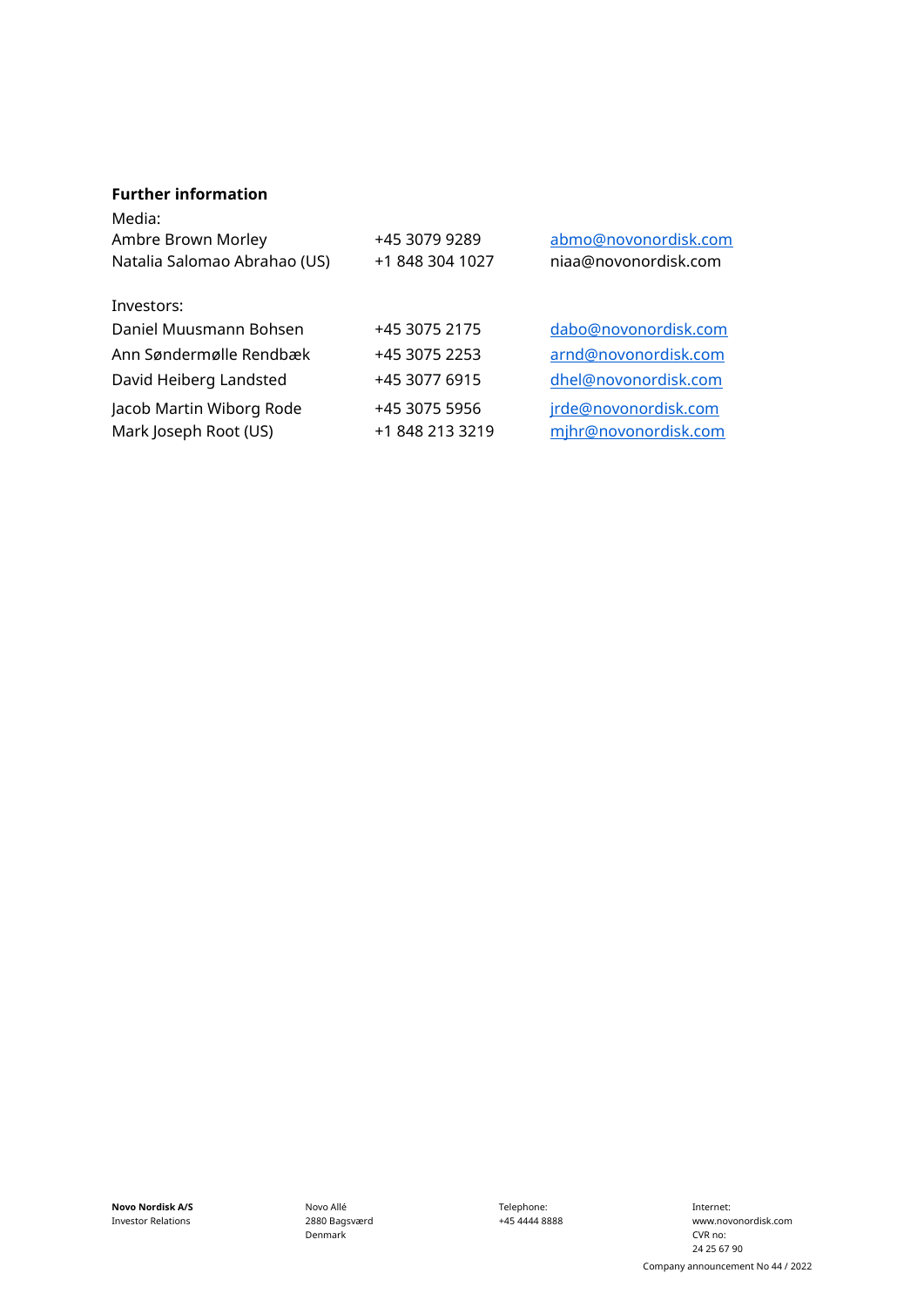**Further information**

Media:

| | | |
|---|---|---|
| Ambre Brown Morley | +45 3079 9289 | abmo@novonordisk.com |
| Natalia Salomao Abrahao (US) | +1 848 304 1027 | niaa@novonordisk.com |

Investors:

| | | |
|---|---|---|
| Daniel Muusmann Bohsen | +45 3075 2175 | dabo@novonordisk.com |
| Ann Søndermølle Rendbæk | +45 3075 2253 | arnd@novonordisk.com |
| David Heiberg Landsted | +45 3077 6915 | dhel@novonordisk.com |
| Jacob Martin Wiborg Rode | +45 3075 5956 | jrde@novonordisk.com |
| Mark Joseph Root (US) | +1 848 213 3219 | mjhr@novonordisk.com |

**Novo Nordisk A/S**
Investor Relations

Novo Allé
2880 Bagsværd
Denmark

Telephone:
+45 4444 8888

Internet:
www.novonordisk.com
CVR no:
24 25 67 90

Company announcement No 44 / 2022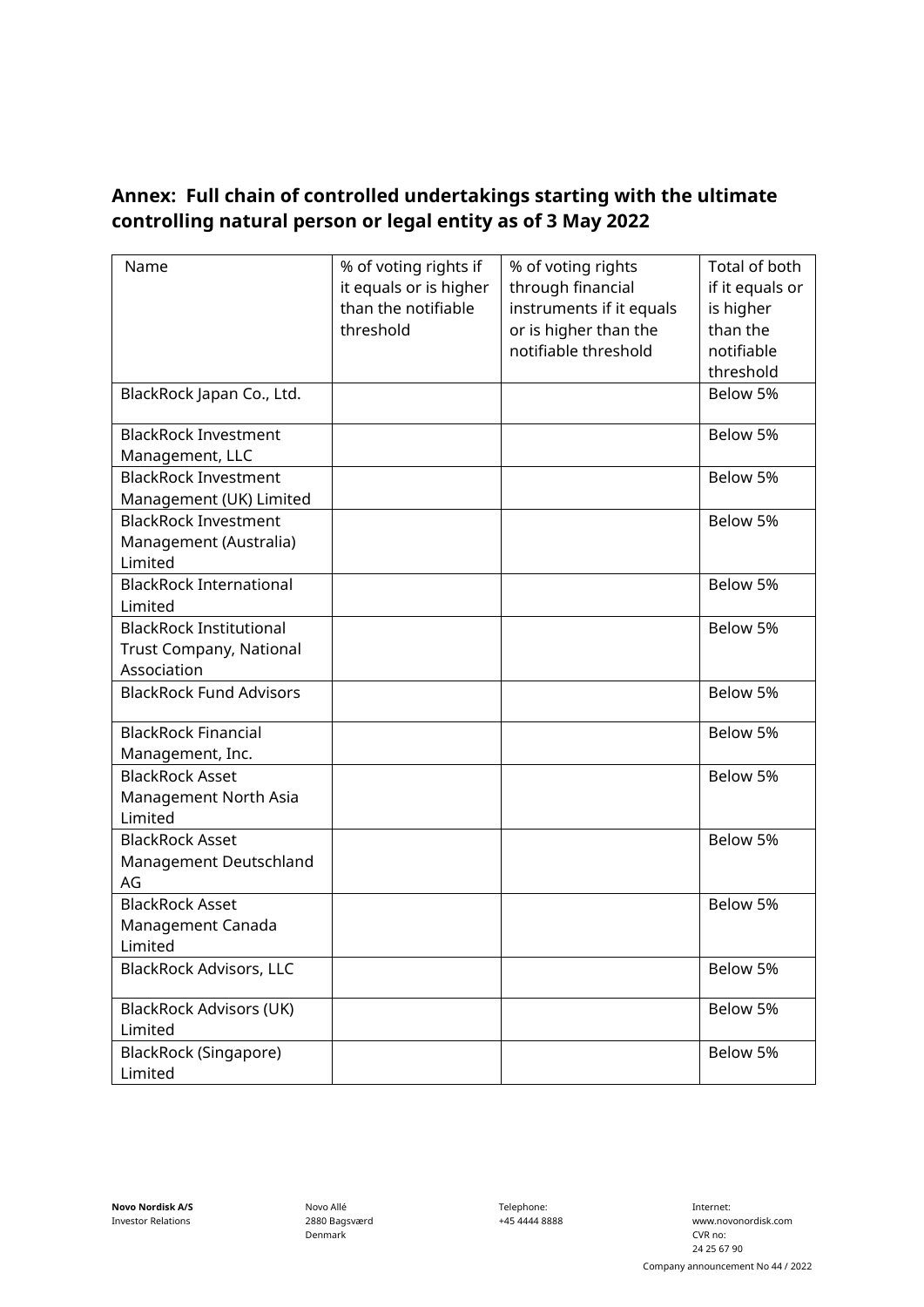**Annex: Full chain of controlled undertakings starting with the ultimate controlling natural person or legal entity as of 3 May 2022**

| Name | % of voting rights if it equals or is higher than the notifiable threshold | % of voting rights through financial instruments if it equals or is higher than the notifiable threshold | Total of both if it equals or is higher than the notifiable threshold |
|---|---|---|---|
| BlackRock Japan Co., Ltd. | | | Below 5% |
| BlackRock Investment Management, LLC | | | Below 5% |
| BlackRock Investment Management (UK) Limited | | | Below 5% |
| BlackRock Investment Management (Australia) Limited | | | Below 5% |
| BlackRock International Limited | | | Below 5% |
| BlackRock Institutional Trust Company, National Association | | | Below 5% |
| BlackRock Fund Advisors | | | Below 5% |
| BlackRock Financial Management, Inc. | | | Below 5% |
| BlackRock Asset Management North Asia Limited | | | Below 5% |
| BlackRock Asset Management Deutschland AG | | | Below 5% |
| BlackRock Asset Management Canada Limited | | | Below 5% |
| BlackRock Advisors, LLC | | | Below 5% |
| BlackRock Advisors (UK) Limited | | | Below 5% |
| BlackRock (Singapore) Limited | | | Below 5% |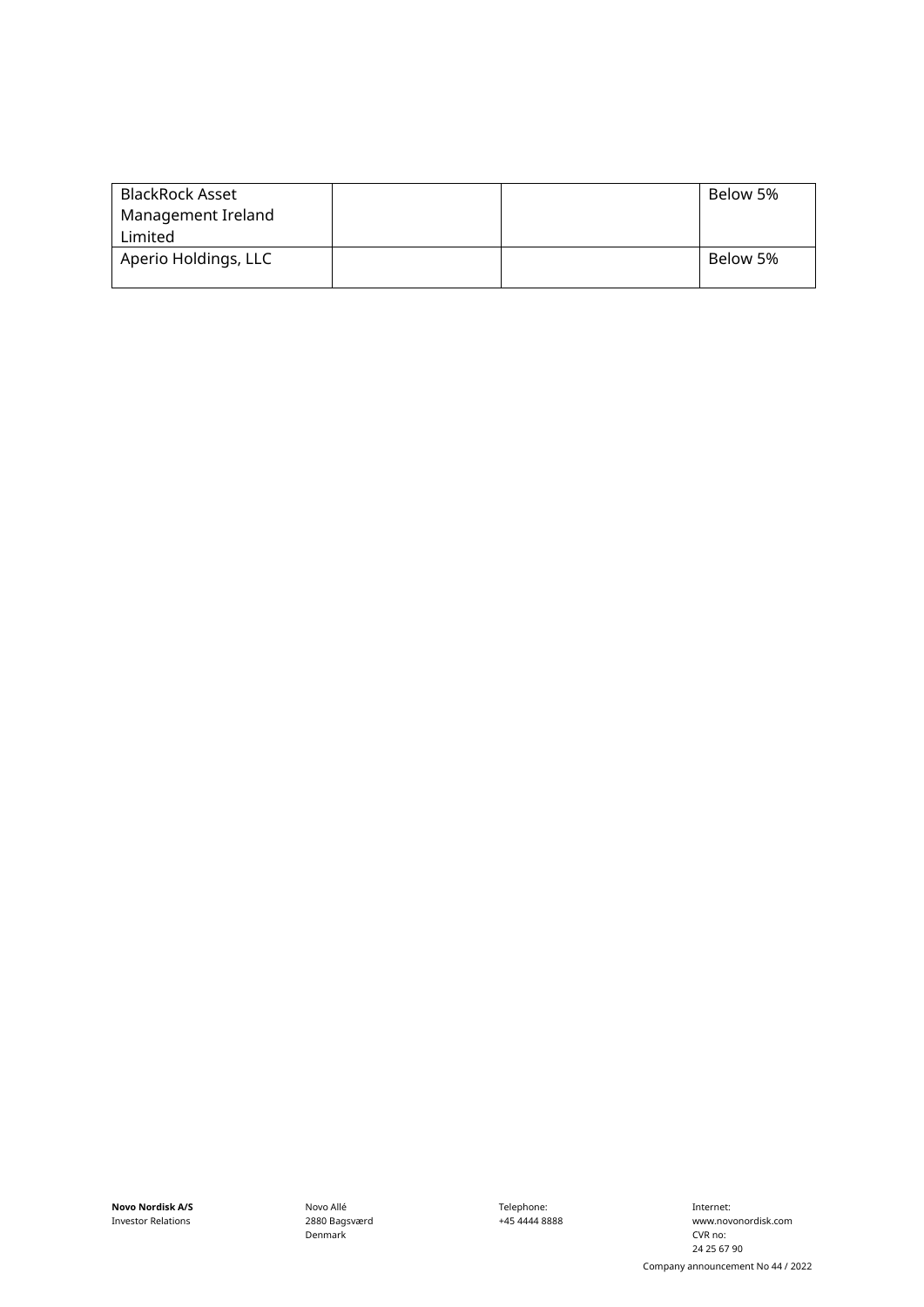| | | | |
|---|---|---|---|
| BlackRock Asset Management Ireland Limited | | | Below 5% |
| Aperio Holdings, LLC | | | Below 5% |